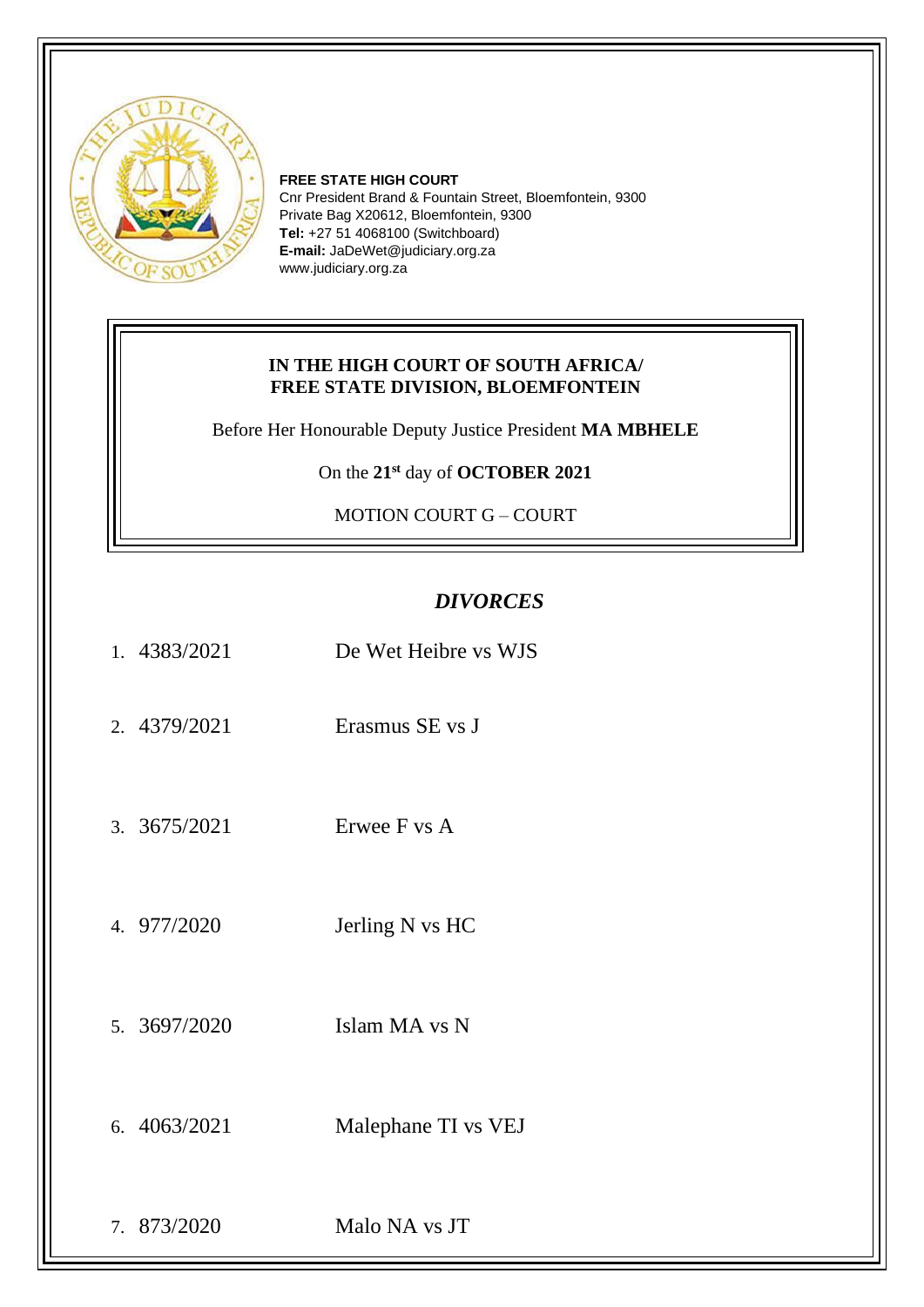**FREE STATE HIGH COURT**
Cnr President Brand & Fountain Street, Bloemfontein, 9300
Private Bag X20612, Bloemfontein, 9300
**Tel:** +27 51 4068100 (Switchboard)
**E-mail:** JaDeWet@judiciary.org.za
www.judiciary.org.za

**IN THE HIGH COURT OF SOUTH AFRICA/**
**FREE STATE DIVISION, BLOEMFONTEIN**

Before Her Honourable Deputy Justice President **MA MBHELE**

On the **21st** day of **OCTOBER 2021**

MOTION COURT G – COURT

## *DIVORCES*

1. 4383/2021 De Wet Heibre vs WJS
2. 4379/2021 Erasmus SE vs J
3. 3675/2021 Erwee F vs A
4. 977/2020 Jerling N vs HC
5. 3697/2020 Islam MA vs N
6. 4063/2021 Malephane TI vs VEJ
7. 873/2020 Malo NA vs JT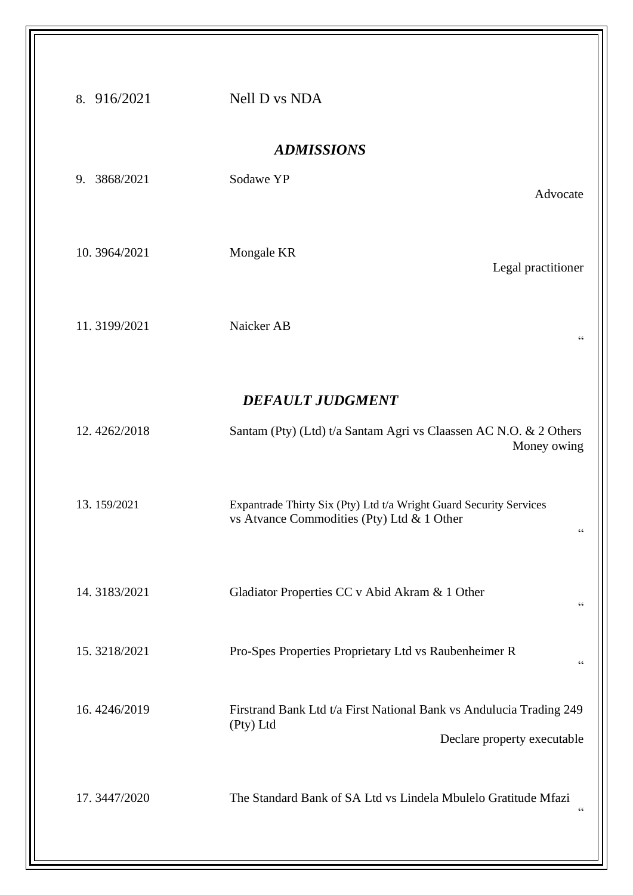8. 916/2021 Nell D vs NDA

### *ADMISSIONS*

| No. | Case No. | Matter | Nature |
|---|---|---|---|
| 9. | 3868/2021 | Sodawe YP | Advocate |
| 10. | 3964/2021 | Mongale KR | Legal practitioner |
| 11. | 3199/2021 | Naicker AB | " |

### *DEFAULT JUDGMENT*

| No. | Case No. | Matter | Nature |
|---|---|---|---|
| 12. | 4262/2018 | Santam (Pty) (Ltd) t/a Santam Agri vs Claassen AC N.O. & 2 Others | Money owing |
| 13. | 159/2021 | Expantrade Thirty Six (Pty) Ltd t/a Wright Guard Security Services vs Atvance Commodities (Pty) Ltd & 1 Other | " |
| 14. | 3183/2021 | Gladiator Properties CC v Abid Akram & 1 Other | " |
| 15. | 3218/2021 | Pro-Spes Properties Proprietary Ltd vs Raubenheimer R | " |
| 16. | 4246/2019 | Firstrand Bank Ltd t/a First National Bank vs Andulucia Trading 249 (Pty) Ltd | Declare property executable |
| 17. | 3447/2020 | The Standard Bank of SA Ltd vs Lindela Mbulelo Gratitude Mfazi | " |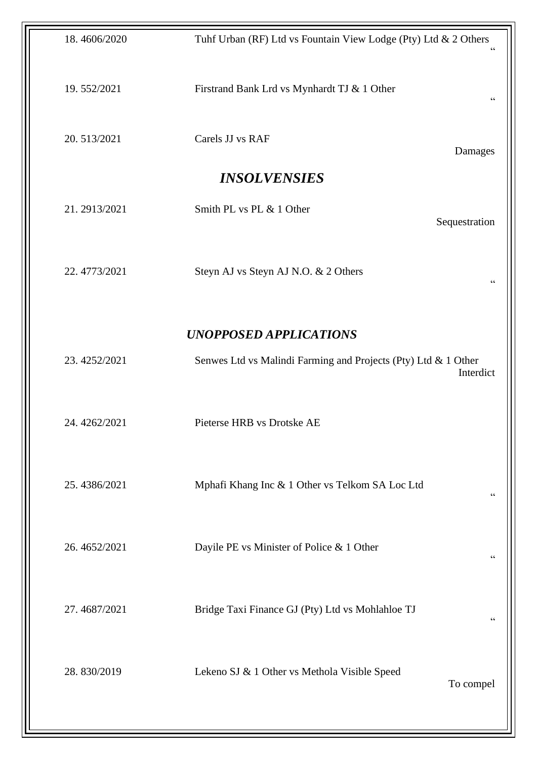| | | |
|---|---|---|
| 18. 4606/2020 | Tuhf Urban (RF) Ltd vs Fountain View Lodge (Pty) Ltd & 2 Others | " |
| 19. 552/2021 | Firstrand Bank Lrd vs Mynhardt TJ & 1 Other | " |
| 20. 513/2021 | Carels JJ vs RAF | Damages |

## *INSOLVENSIES*

| | | |
|---|---|---|
| 21. 2913/2021 | Smith PL vs PL & 1 Other | Sequestration |
| 22. 4773/2021 | Steyn AJ vs Steyn AJ N.O. & 2 Others | " |

## *UNOPPOSED APPLICATIONS*

| | | |
|---|---|---|
| 23. 4252/2021 | Senwes Ltd vs Malindi Farming and Projects (Pty) Ltd & 1 Other | Interdict |
| 24. 4262/2021 | Pieterse HRB vs Drotske AE | |
| 25. 4386/2021 | Mphafi Khang Inc & 1 Other vs Telkom SA Loc Ltd | " |
| 26. 4652/2021 | Dayile PE vs Minister of Police & 1 Other | " |
| 27. 4687/2021 | Bridge Taxi Finance GJ (Pty) Ltd vs Mohlahloe TJ | " |
| 28. 830/2019 | Lekeno SJ & 1 Other vs Methola Visible Speed | To compel |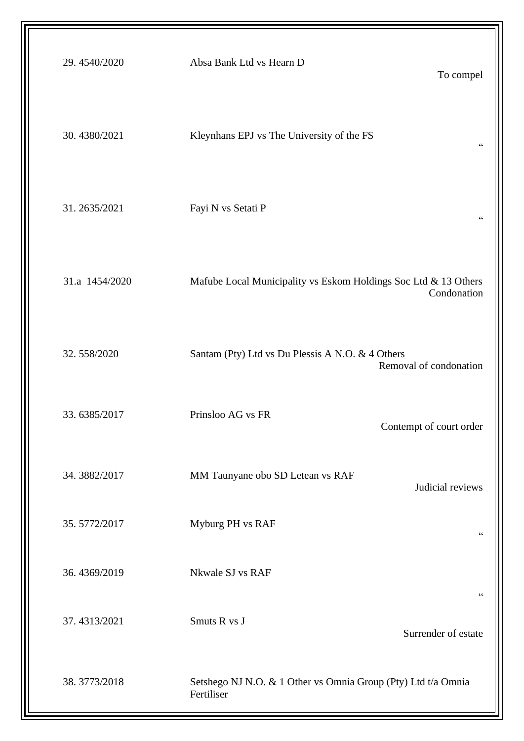| | | |
|---|---|---|
| 29. 4540/2020 | Absa Bank Ltd vs Hearn D | To compel |
| 30. 4380/2021 | Kleynhans EPJ vs The University of the FS | " |
| 31. 2635/2021 | Fayi N vs Setati P | " |
| 31.a 1454/2020 | Mafube Local Municipality vs Eskom Holdings Soc Ltd & 13 Others | Condonation |
| 32. 558/2020 | Santam (Pty) Ltd vs Du Plessis A N.O. & 4 Others | Removal of condonation |
| 33. 6385/2017 | Prinsloo AG vs FR | Contempt of court order |
| 34. 3882/2017 | MM Taunyane obo SD Letean vs RAF | Judicial reviews |
| 35. 5772/2017 | Myburg PH vs RAF | " |
| 36. 4369/2019 | Nkwale SJ vs RAF | " |
| 37. 4313/2021 | Smuts R vs J | Surrender of estate |
| 38. 3773/2018 | Setshego NJ N.O. & 1 Other vs Omnia Group (Pty) Ltd t/a Omnia Fertiliser | |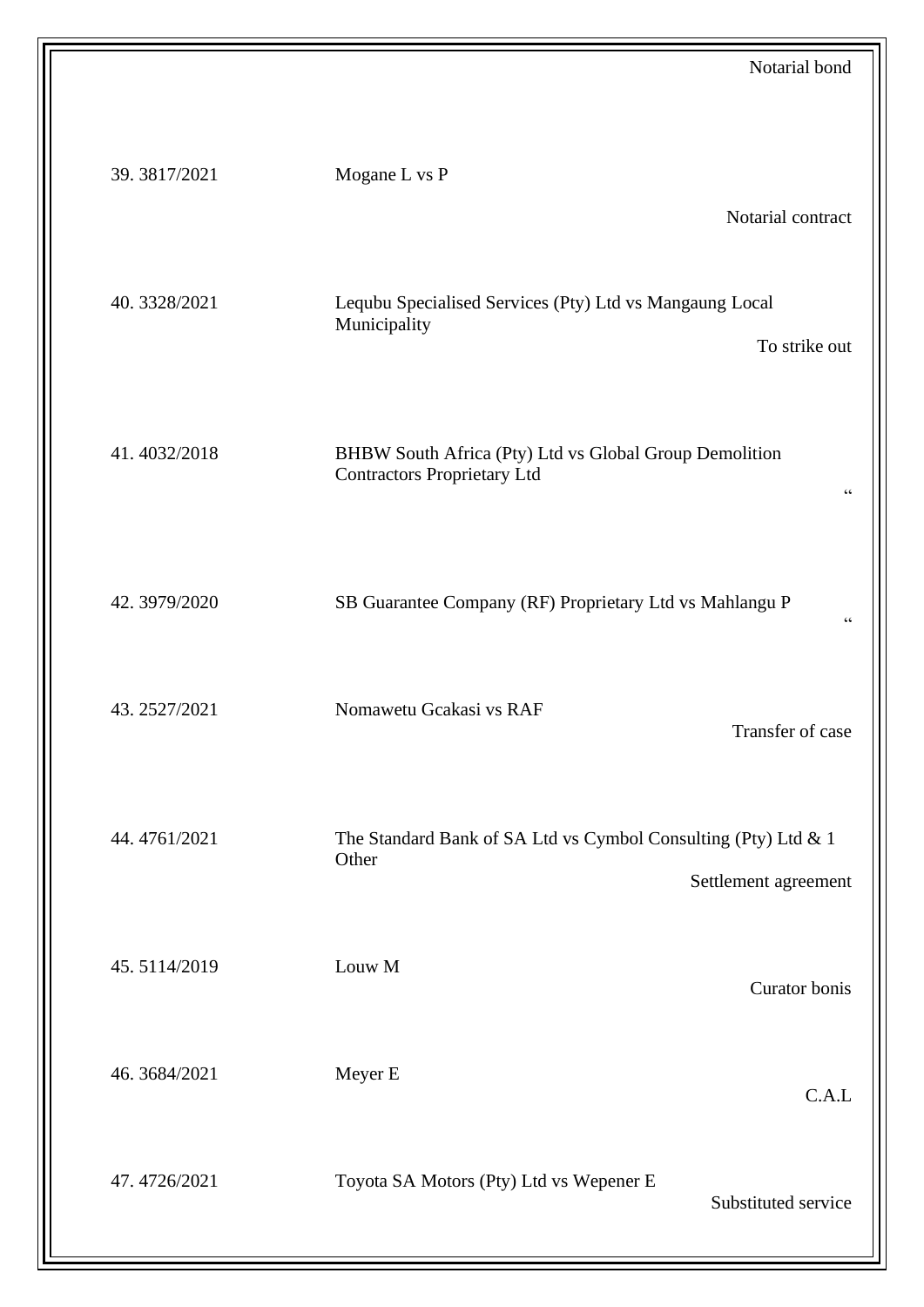Notarial bond

| | | |
|---|---|---|
| 39. 3817/2021 | Mogane L vs P | Notarial contract |
| 40. 3328/2021 | Lequbu Specialised Services (Pty) Ltd vs Mangaung Local Municipality | To strike out |
| 41. 4032/2018 | BHBW South Africa (Pty) Ltd vs Global Group Demolition Contractors Proprietary Ltd | " |
| 42. 3979/2020 | SB Guarantee Company (RF) Proprietary Ltd vs Mahlangu P | " |
| 43. 2527/2021 | Nomawetu Gcakasi vs RAF | Transfer of case |
| 44. 4761/2021 | The Standard Bank of SA Ltd vs Cymbol Consulting (Pty) Ltd & 1 Other | Settlement agreement |
| 45. 5114/2019 | Louw M | Curator bonis |
| 46. 3684/2021 | Meyer E | C.A.L |
| 47. 4726/2021 | Toyota SA Motors (Pty) Ltd vs Wepener E | Substituted service |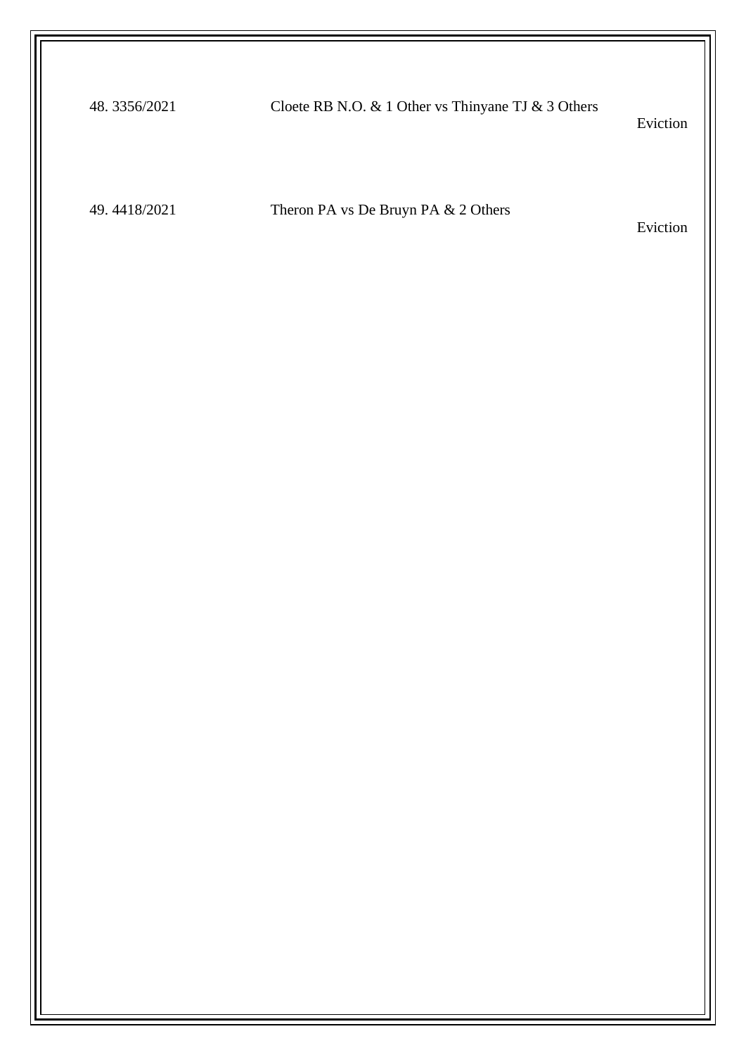| | | |
|---|---|---|
| 48. 3356/2021 | Cloete RB N.O. & 1 Other vs Thinyane TJ & 3 Others | Eviction |
| 49. 4418/2021 | Theron PA vs De Bruyn PA & 2 Others | Eviction |